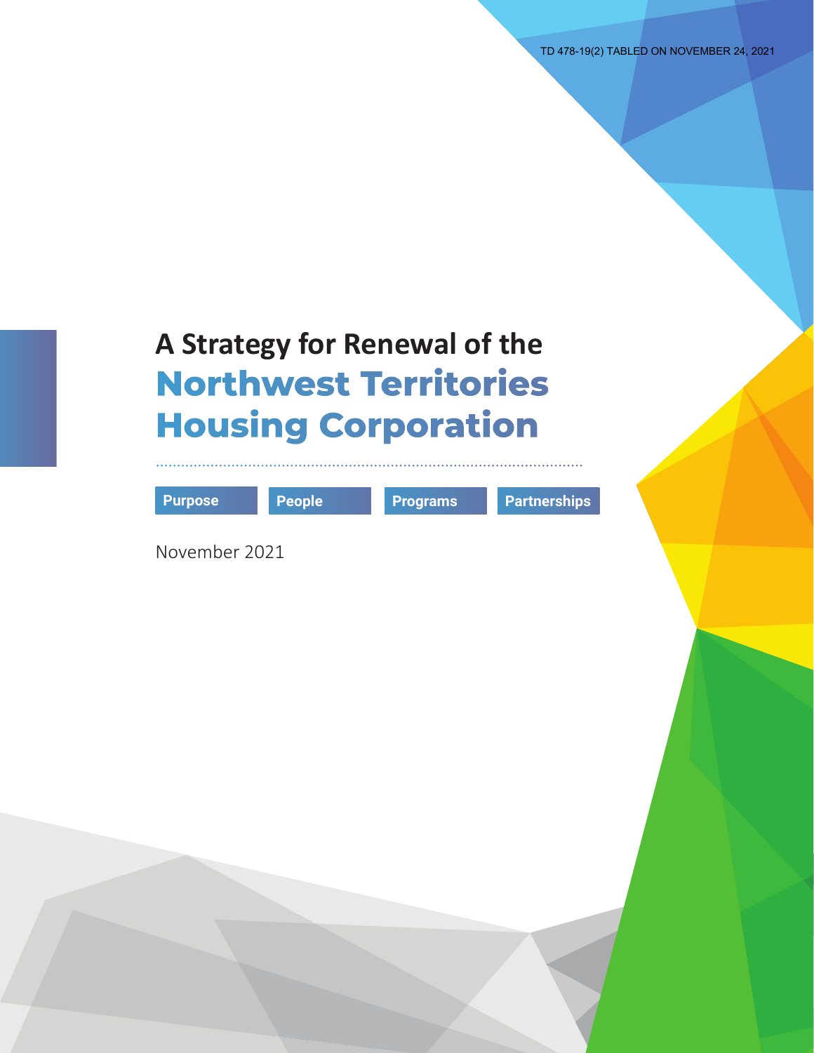TD 478-19(2) TABLED ON NOVEMBER 24, 2021

# A Strategy for Renewal of the Northwest Territories Housing Corporation

**Purpose** **People** **Programs** **Partnerships**

November 2021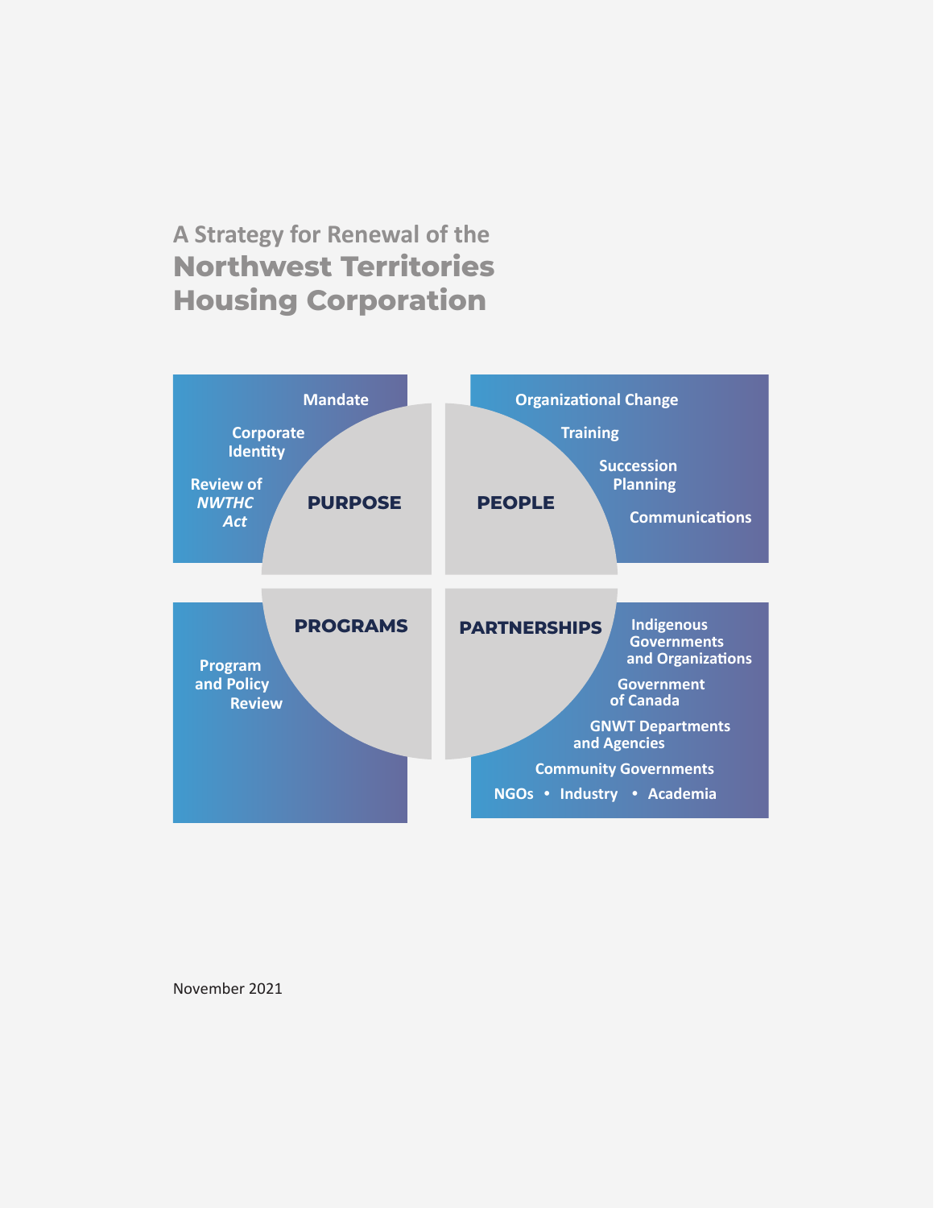# A Strategy for Renewal of the Northwest Territories Housing Corporation

**PURPOSE**
- Mandate
- Corporate Identity
- Review of *NWTHC Act*

**PEOPLE**
- Organizational Change
- Training
- Succession Planning
- Communications

**PROGRAMS**
- Program and Policy Review

**PARTNERSHIPS**
- Indigenous Governments and Organizations
- Government of Canada
- GNWT Departments and Agencies
- Community Governments
- NGOs • Industry • Academia

November 2021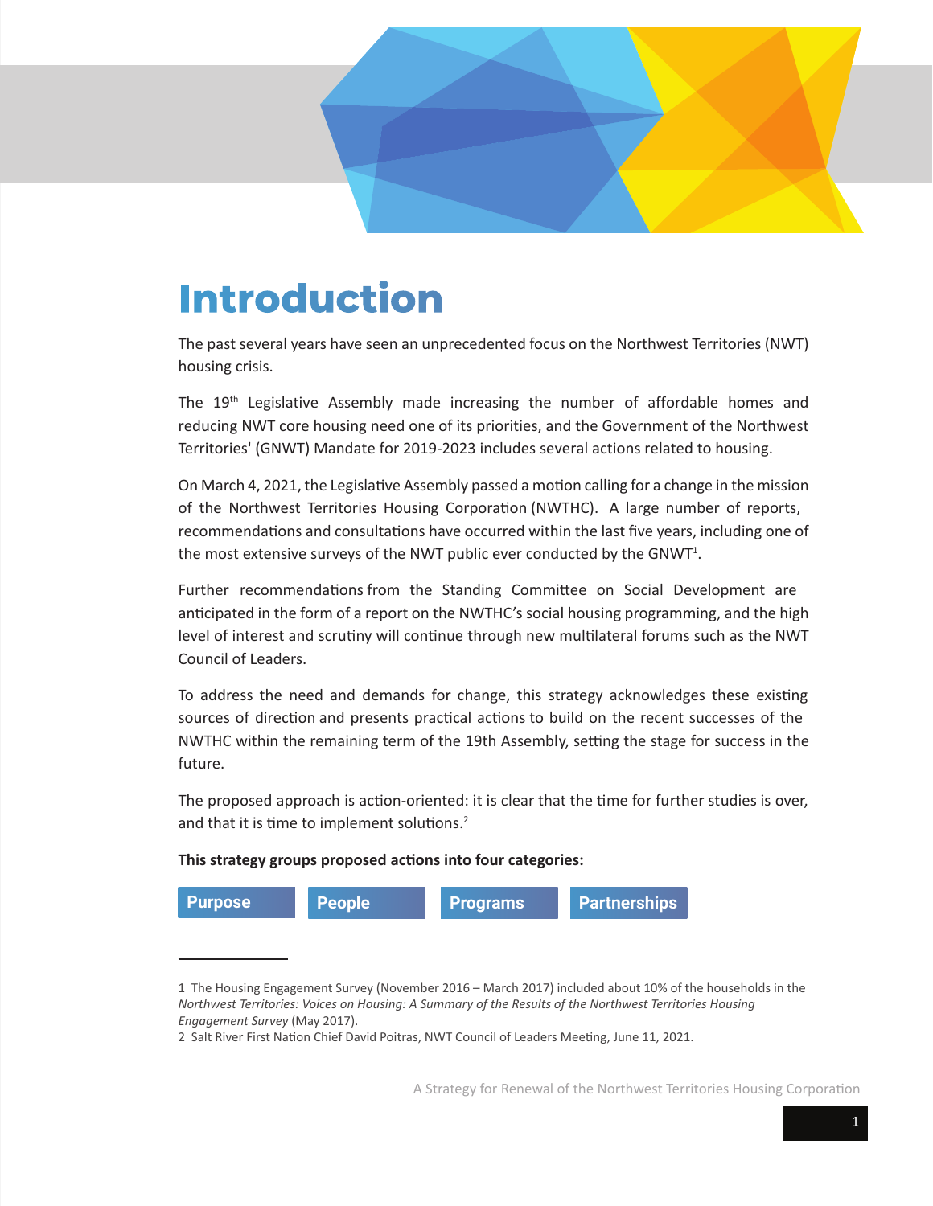# Introduction

The past several years have seen an unprecedented focus on the Northwest Territories (NWT) housing crisis.

The 19th Legislative Assembly made increasing the number of affordable homes and reducing NWT core housing need one of its priorities, and the Government of the Northwest Territories' (GNWT) Mandate for 2019-2023 includes several actions related to housing.

On March 4, 2021, the Legislative Assembly passed a motion calling for a change in the mission of the Northwest Territories Housing Corporation (NWTHC). A large number of reports, recommendations and consultations have occurred within the last five years, including one of the most extensive surveys of the NWT public ever conducted by the GNWT[1].

Further recommendations from the Standing Committee on Social Development are anticipated in the form of a report on the NWTHC's social housing programming, and the high level of interest and scrutiny will continue through new multilateral forums such as the NWT Council of Leaders.

To address the need and demands for change, this strategy acknowledges these existing sources of direction and presents practical actions to build on the recent successes of the NWTHC within the remaining term of the 19th Assembly, setting the stage for success in the future.

The proposed approach is action-oriented: it is clear that the time for further studies is over, and that it is time to implement solutions.[2]

**This strategy groups proposed actions into four categories:**

**Purpose** | **People** | **Programs** | **Partnerships**

---

1 The Housing Engagement Survey (November 2016 – March 2017) included about 10% of the households in the *Northwest Territories: Voices on Housing: A Summary of the Results of the Northwest Territories Housing Engagement Survey* (May 2017).

2 Salt River First Nation Chief David Poitras, NWT Council of Leaders Meeting, June 11, 2021.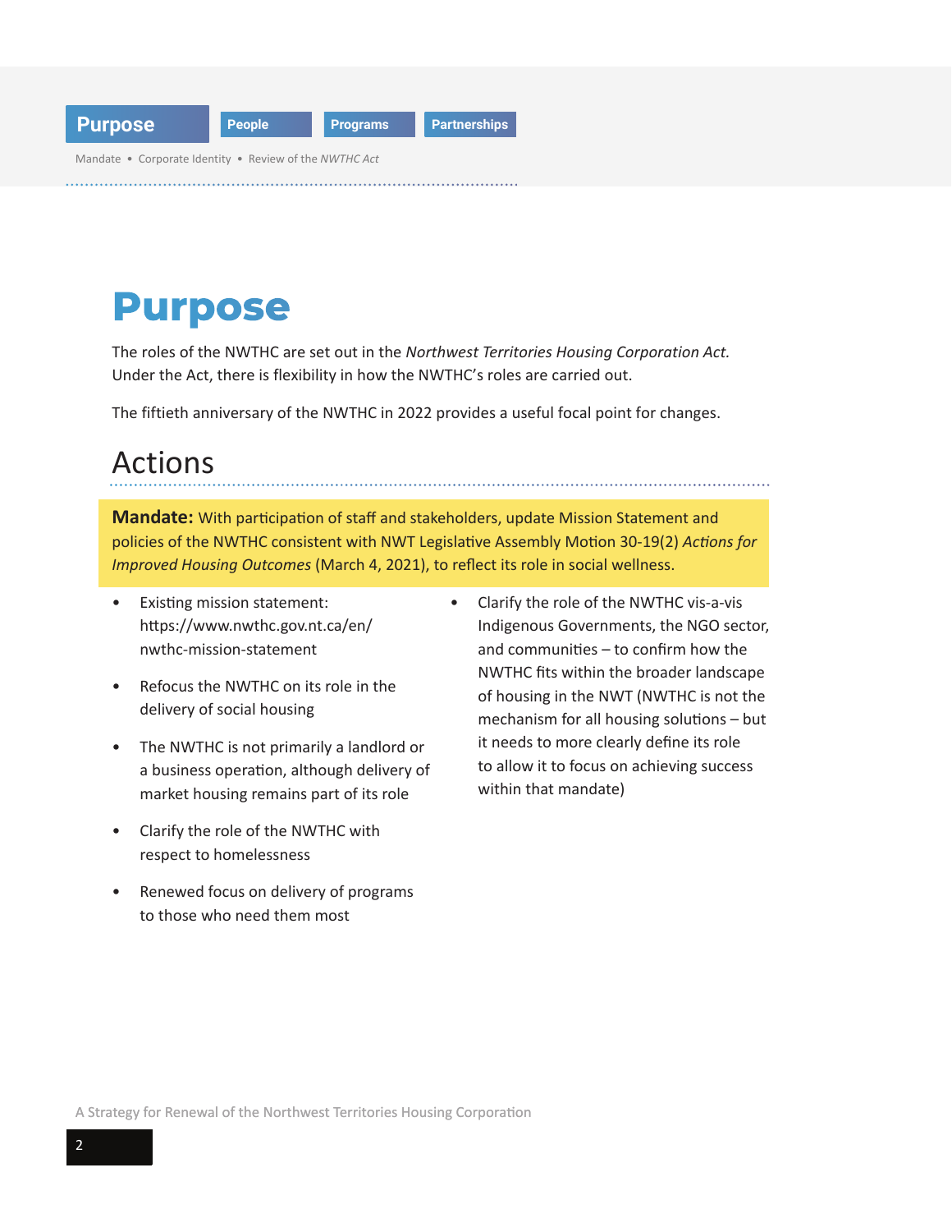# Purpose

The roles of the NWTHC are set out in the *Northwest Territories Housing Corporation Act.* Under the Act, there is flexibility in how the NWTHC's roles are carried out.

The fiftieth anniversary of the NWTHC in 2022 provides a useful focal point for changes.

## Actions

**Mandate:** With participation of staff and stakeholders, update Mission Statement and policies of the NWTHC consistent with NWT Legislative Assembly Motion 30-19(2) *Actions for Improved Housing Outcomes* (March 4, 2021), to reflect its role in social wellness.

- Existing mission statement: https://www.nwthc.gov.nt.ca/en/nwthc-mission-statement
- Refocus the NWTHC on its role in the delivery of social housing
- The NWTHC is not primarily a landlord or a business operation, although delivery of market housing remains part of its role
- Clarify the role of the NWTHC with respect to homelessness
- Renewed focus on delivery of programs to those who need them most
- Clarify the role of the NWTHC vis-a-vis Indigenous Governments, the NGO sector, and communities – to confirm how the NWTHC fits within the broader landscape of housing in the NWT (NWTHC is not the mechanism for all housing solutions – but it needs to more clearly define its role to allow it to focus on achieving success within that mandate)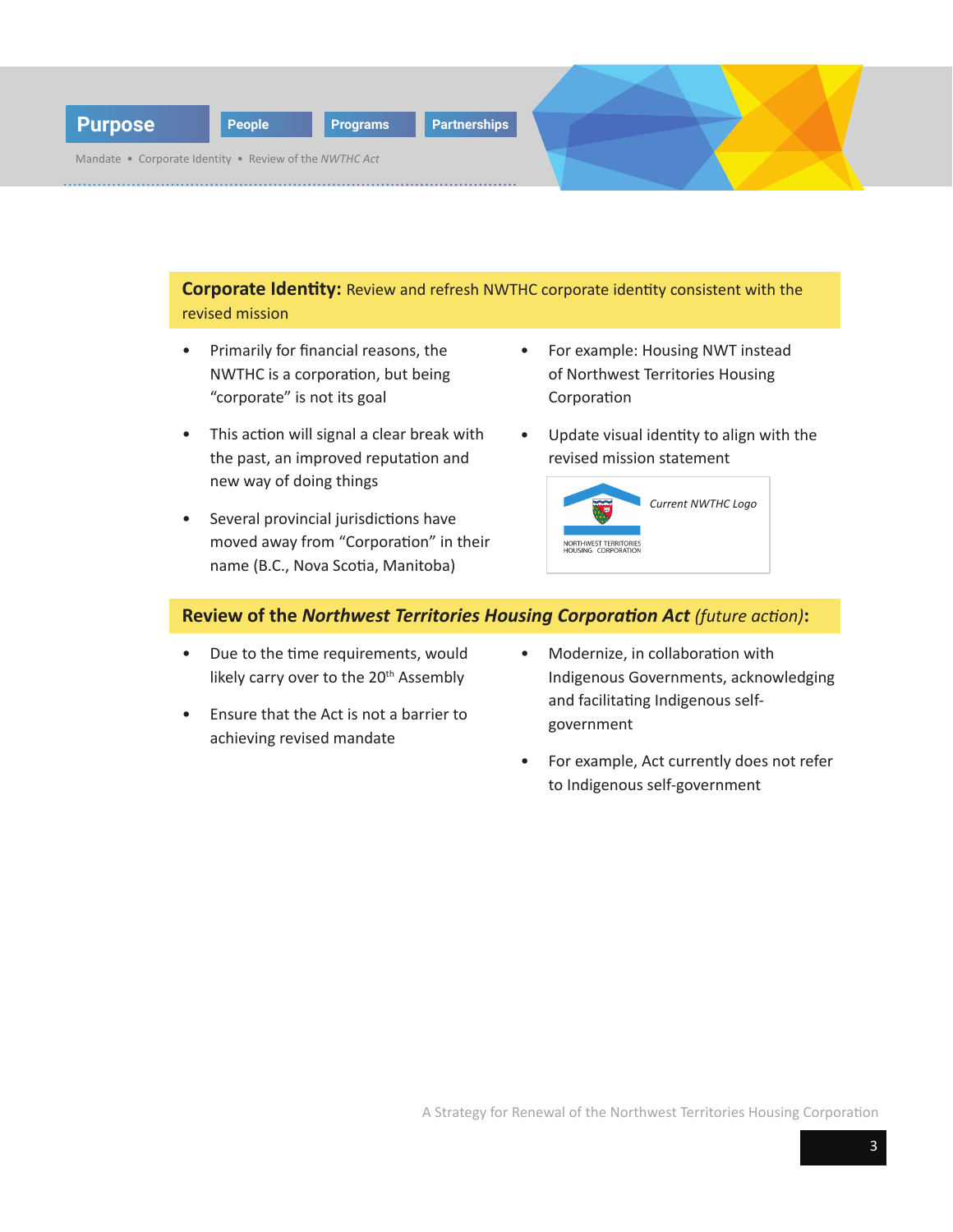Purpose | People | Programs | Partnerships

Mandate • Corporate Identity • Review of the *NWTHC Act*

## **Corporate Identity:** Review and refresh NWTHC corporate identity consistent with the revised mission

- Primarily for financial reasons, the NWTHC is a corporation, but being "corporate" is not its goal
- This action will signal a clear break with the past, an improved reputation and new way of doing things
- Several provincial jurisdictions have moved away from "Corporation" in their name (B.C., Nova Scotia, Manitoba)
- For example: Housing NWT instead of Northwest Territories Housing Corporation
- Update visual identity to align with the revised mission statement

NORTHWEST TERRITORIES HOUSING CORPORATION

*Current NWTHC Logo*

## Review of the ***Northwest Territories Housing Corporation Act*** *(future action)*:

- Due to the time requirements, would likely carry over to the 20th Assembly
- Ensure that the Act is not a barrier to achieving revised mandate
- Modernize, in collaboration with Indigenous Governments, acknowledging and facilitating Indigenous self-government
- For example, Act currently does not refer to Indigenous self-government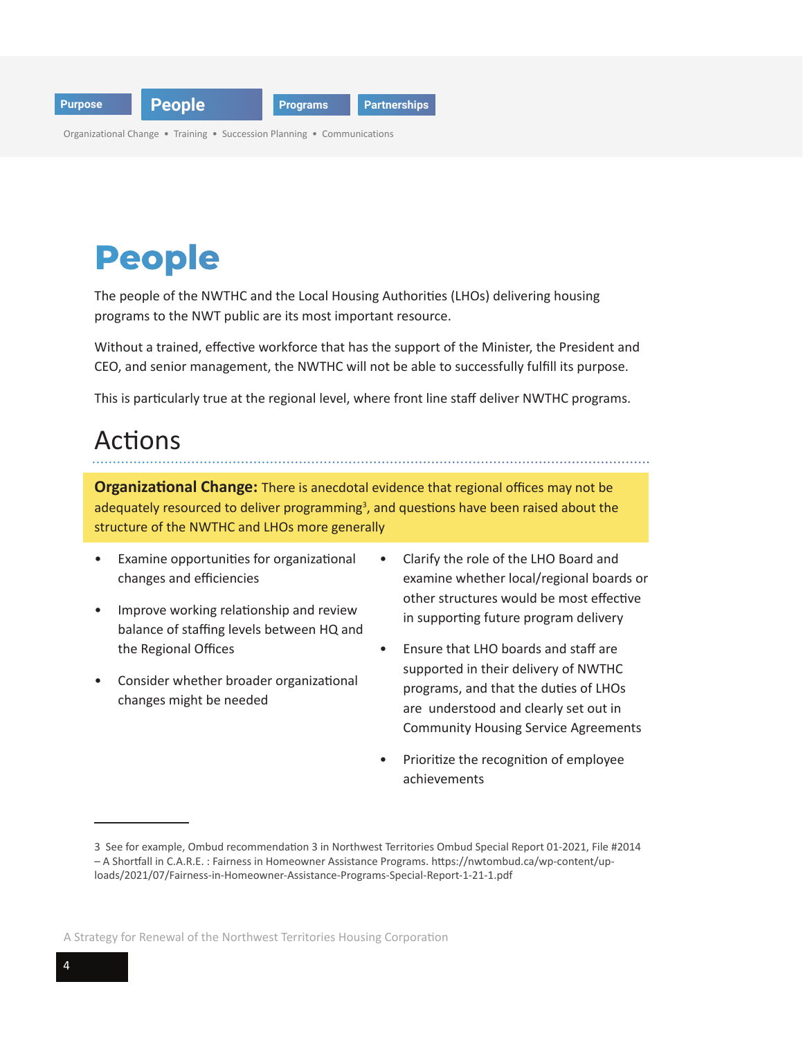# People

The people of the NWTHC and the Local Housing Authorities (LHOs) delivering housing programs to the NWT public are its most important resource.

Without a trained, effective workforce that has the support of the Minister, the President and CEO, and senior management, the NWTHC will not be able to successfully fulfill its purpose.

This is particularly true at the regional level, where front line staff deliver NWTHC programs.

## Actions

**Organizational Change:** There is anecdotal evidence that regional offices may not be adequately resourced to deliver programming[3], and questions have been raised about the structure of the NWTHC and LHOs more generally

- Examine opportunities for organizational changes and efficiencies
- Improve working relationship and review balance of staffing levels between HQ and the Regional Offices
- Consider whether broader organizational changes might be needed
- Clarify the role of the LHO Board and examine whether local/regional boards or other structures would be most effective in supporting future program delivery
- Ensure that LHO boards and staff are supported in their delivery of NWTHC programs, and that the duties of LHOs are understood and clearly set out in Community Housing Service Agreements
- Prioritize the recognition of employee achievements

---

3 See for example, Ombud recommendation 3 in Northwest Territories Ombud Special Report 01-2021, File #2014 – A Shortfall in C.A.R.E. : Fairness in Homeowner Assistance Programs. https://nwtombud.ca/wp-content/uploads/2021/07/Fairness-in-Homeowner-Assistance-Programs-Special-Report-1-21-1.pdf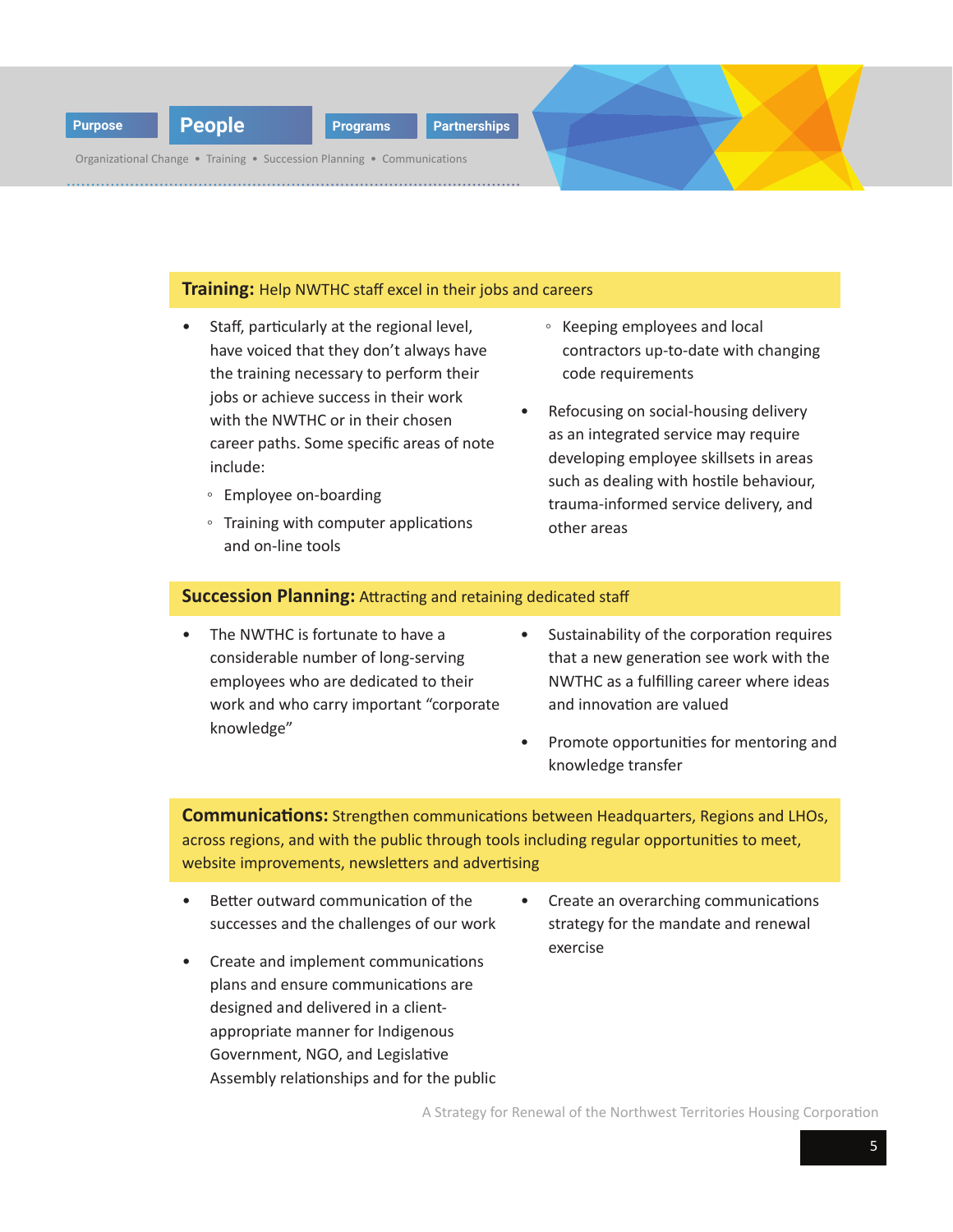## Training: Help NWTHC staff excel in their jobs and careers

- Staff, particularly at the regional level, have voiced that they don't always have the training necessary to perform their jobs or achieve success in their work with the NWTHC or in their chosen career paths. Some specific areas of note include:
  - Employee on-boarding
  - Training with computer applications and on-line tools
  - Keeping employees and local contractors up-to-date with changing code requirements
- Refocusing on social-housing delivery as an integrated service may require developing employee skillsets in areas such as dealing with hostile behaviour, trauma-informed service delivery, and other areas

## Succession Planning: Attracting and retaining dedicated staff

- The NWTHC is fortunate to have a considerable number of long-serving employees who are dedicated to their work and who carry important "corporate knowledge"
- Sustainability of the corporation requires that a new generation see work with the NWTHC as a fulfilling career where ideas and innovation are valued
- Promote opportunities for mentoring and knowledge transfer

## Communications: Strengthen communications between Headquarters, Regions and LHOs, across regions, and with the public through tools including regular opportunities to meet, website improvements, newsletters and advertising

- Better outward communication of the successes and the challenges of our work
- Create and implement communications plans and ensure communications are designed and delivered in a client-appropriate manner for Indigenous Government, NGO, and Legislative Assembly relationships and for the public
- Create an overarching communications strategy for the mandate and renewal exercise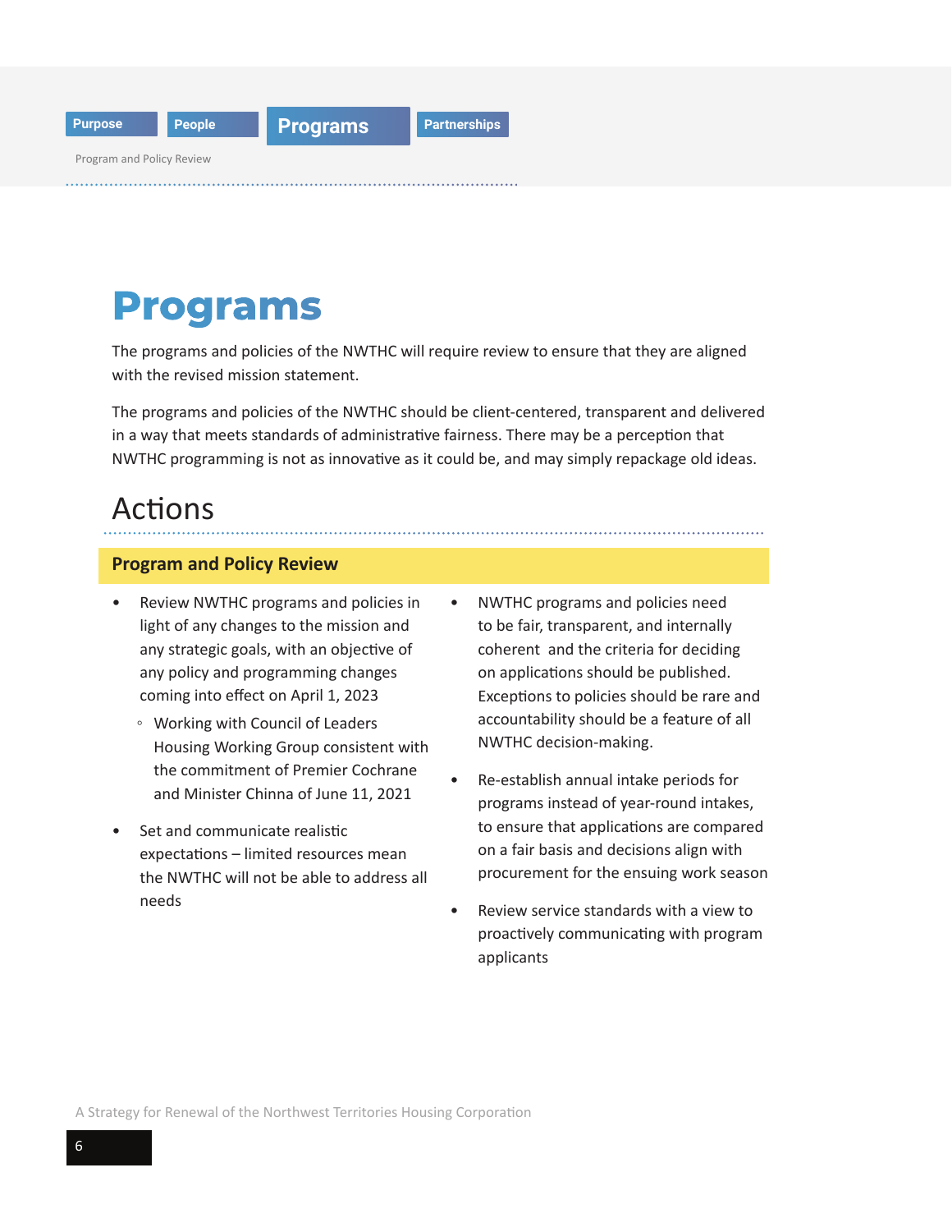# Programs

The programs and policies of the NWTHC will require review to ensure that they are aligned with the revised mission statement.

The programs and policies of the NWTHC should be client-centered, transparent and delivered in a way that meets standards of administrative fairness. There may be a perception that NWTHC programming is not as innovative as it could be, and may simply repackage old ideas.

## Actions

### Program and Policy Review

- Review NWTHC programs and policies in light of any changes to the mission and any strategic goals, with an objective of any policy and programming changes coming into effect on April 1, 2023
  - Working with Council of Leaders Housing Working Group consistent with the commitment of Premier Cochrane and Minister Chinna of June 11, 2021
- Set and communicate realistic expectations – limited resources mean the NWTHC will not be able to address all needs
- NWTHC programs and policies need to be fair, transparent, and internally coherent and the criteria for deciding on applications should be published. Exceptions to policies should be rare and accountability should be a feature of all NWTHC decision-making.
- Re-establish annual intake periods for programs instead of year-round intakes, to ensure that applications are compared on a fair basis and decisions align with procurement for the ensuing work season
- Review service standards with a view to proactively communicating with program applicants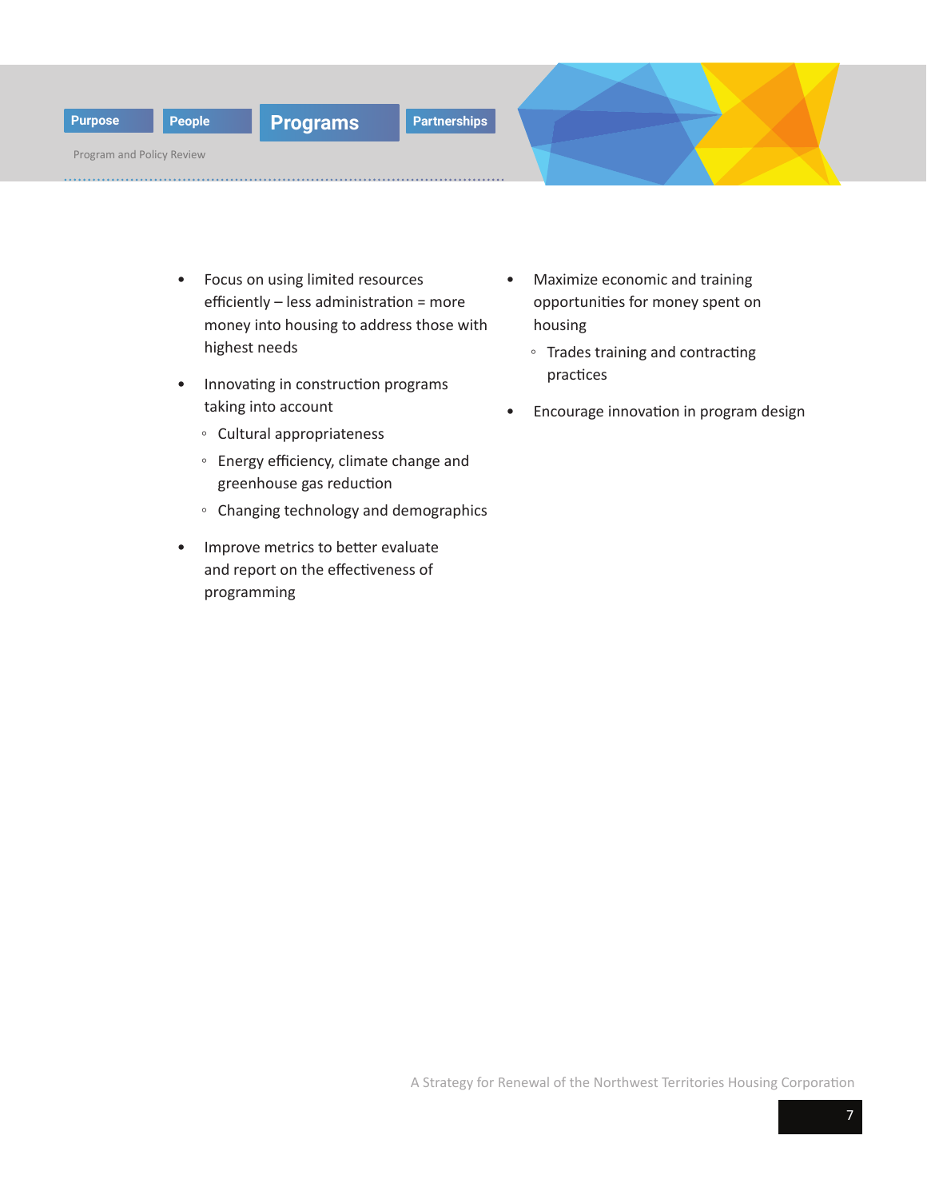- Focus on using limited resources efficiently – less administration = more money into housing to address those with highest needs
- Innovating in construction programs taking into account
  - Cultural appropriateness
  - Energy efficiency, climate change and greenhouse gas reduction
  - Changing technology and demographics
- Improve metrics to better evaluate and report on the effectiveness of programming
- Maximize economic and training opportunities for money spent on housing
  - Trades training and contracting practices
- Encourage innovation in program design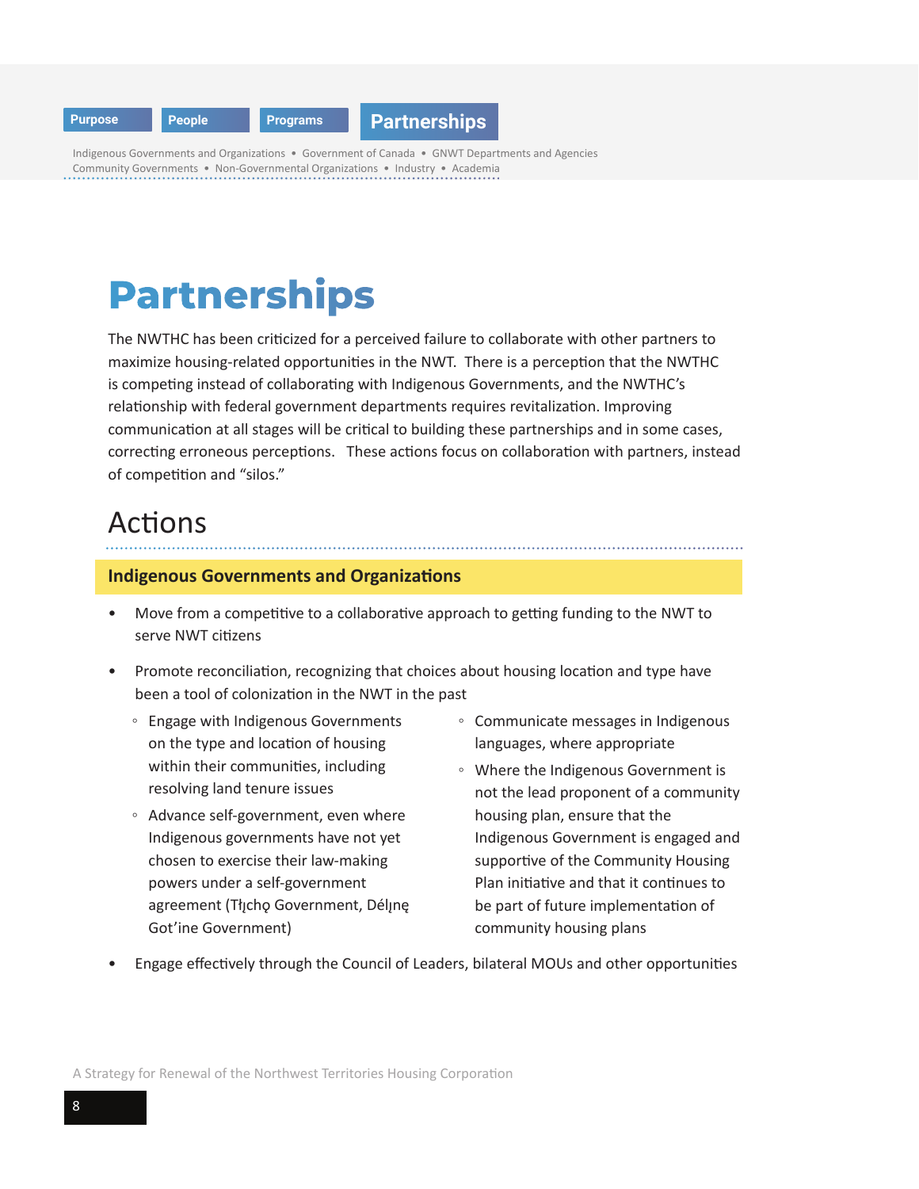# Partnerships

The NWTHC has been criticized for a perceived failure to collaborate with other partners to maximize housing-related opportunities in the NWT. There is a perception that the NWTHC is competing instead of collaborating with Indigenous Governments, and the NWTHC's relationship with federal government departments requires revitalization. Improving communication at all stages will be critical to building these partnerships and in some cases, correcting erroneous perceptions. These actions focus on collaboration with partners, instead of competition and "silos."

## Actions

### Indigenous Governments and Organizations

- Move from a competitive to a collaborative approach to getting funding to the NWT to serve NWT citizens
- Promote reconciliation, recognizing that choices about housing location and type have been a tool of colonization in the NWT in the past
    - Engage with Indigenous Governments on the type and location of housing within their communities, including resolving land tenure issues
    - Advance self-government, even where Indigenous governments have not yet chosen to exercise their law-making powers under a self-government agreement (Tłı̨chǫ Government, Délı̨nę Got'ine Government)
    - Communicate messages in Indigenous languages, where appropriate
    - Where the Indigenous Government is not the lead proponent of a community housing plan, ensure that the Indigenous Government is engaged and supportive of the Community Housing Plan initiative and that it continues to be part of future implementation of community housing plans
- Engage effectively through the Council of Leaders, bilateral MOUs and other opportunities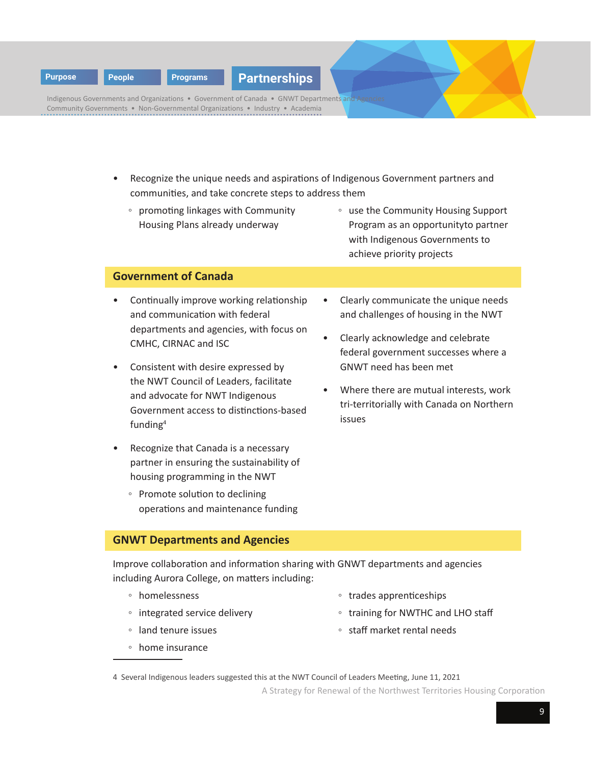- Recognize the unique needs and aspirations of Indigenous Government partners and communities, and take concrete steps to address them
  - promoting linkages with Community Housing Plans already underway
  - use the Community Housing Support Program as an opportunityto partner with Indigenous Governments to achieve priority projects

## Government of Canada

- Continually improve working relationship and communication with federal departments and agencies, with focus on CMHC, CIRNAC and ISC
- Consistent with desire expressed by the NWT Council of Leaders, facilitate and advocate for NWT Indigenous Government access to distinctions-based funding[4]
- Recognize that Canada is a necessary partner in ensuring the sustainability of housing programming in the NWT
  - Promote solution to declining operations and maintenance funding
- Clearly communicate the unique needs and challenges of housing in the NWT
- Clearly acknowledge and celebrate federal government successes where a GNWT need has been met
- Where there are mutual interests, work tri-territorially with Canada on Northern issues

## GNWT Departments and Agencies

Improve collaboration and information sharing with GNWT departments and agencies including Aurora College, on matters including:

- homelessness
- integrated service delivery
- land tenure issues
- home insurance
- trades apprenticeships
- training for NWTHC and LHO staff
- staff market rental needs

4 Several Indigenous leaders suggested this at the NWT Council of Leaders Meeting, June 11, 2021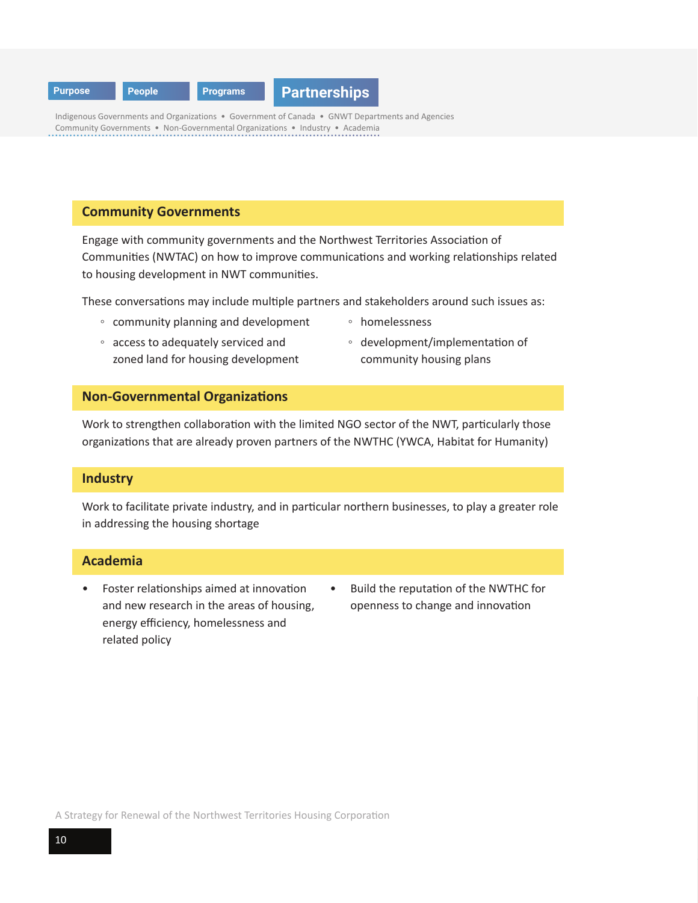## Community Governments

Engage with community governments and the Northwest Territories Association of Communities (NWTAC) on how to improve communications and working relationships related to housing development in NWT communities.

These conversations may include multiple partners and stakeholders around such issues as:

- community planning and development
- access to adequately serviced and zoned land for housing development
- homelessness
- development/implementation of community housing plans

## Non-Governmental Organizations

Work to strengthen collaboration with the limited NGO sector of the NWT, particularly those organizations that are already proven partners of the NWTHC (YWCA, Habitat for Humanity)

## Industry

Work to facilitate private industry, and in particular northern businesses, to play a greater role in addressing the housing shortage

## Academia

- Foster relationships aimed at innovation and new research in the areas of housing, energy efficiency, homelessness and related policy
- Build the reputation of the NWTHC for openness to change and innovation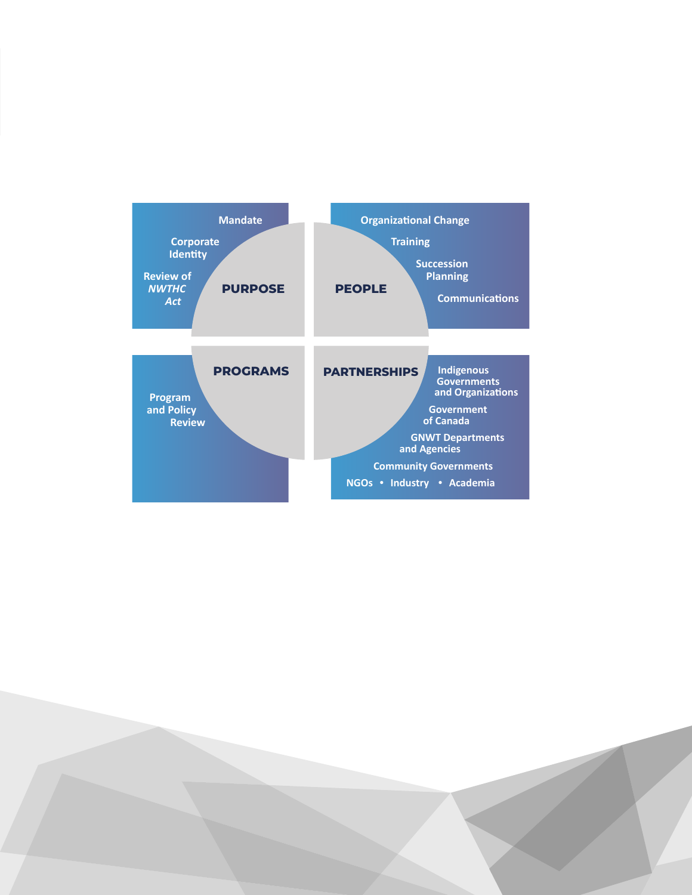PURPOSE

Mandate

Corporate Identity

Review of *NWTHC Act*

PEOPLE

Organizational Change

Training

Succession Planning

Communications

PROGRAMS

Program and Policy Review

PARTNERSHIPS

Indigenous Governments and Organizations

Government of Canada

GNWT Departments and Agencies

Community Governments

NGOs • Industry • Academia